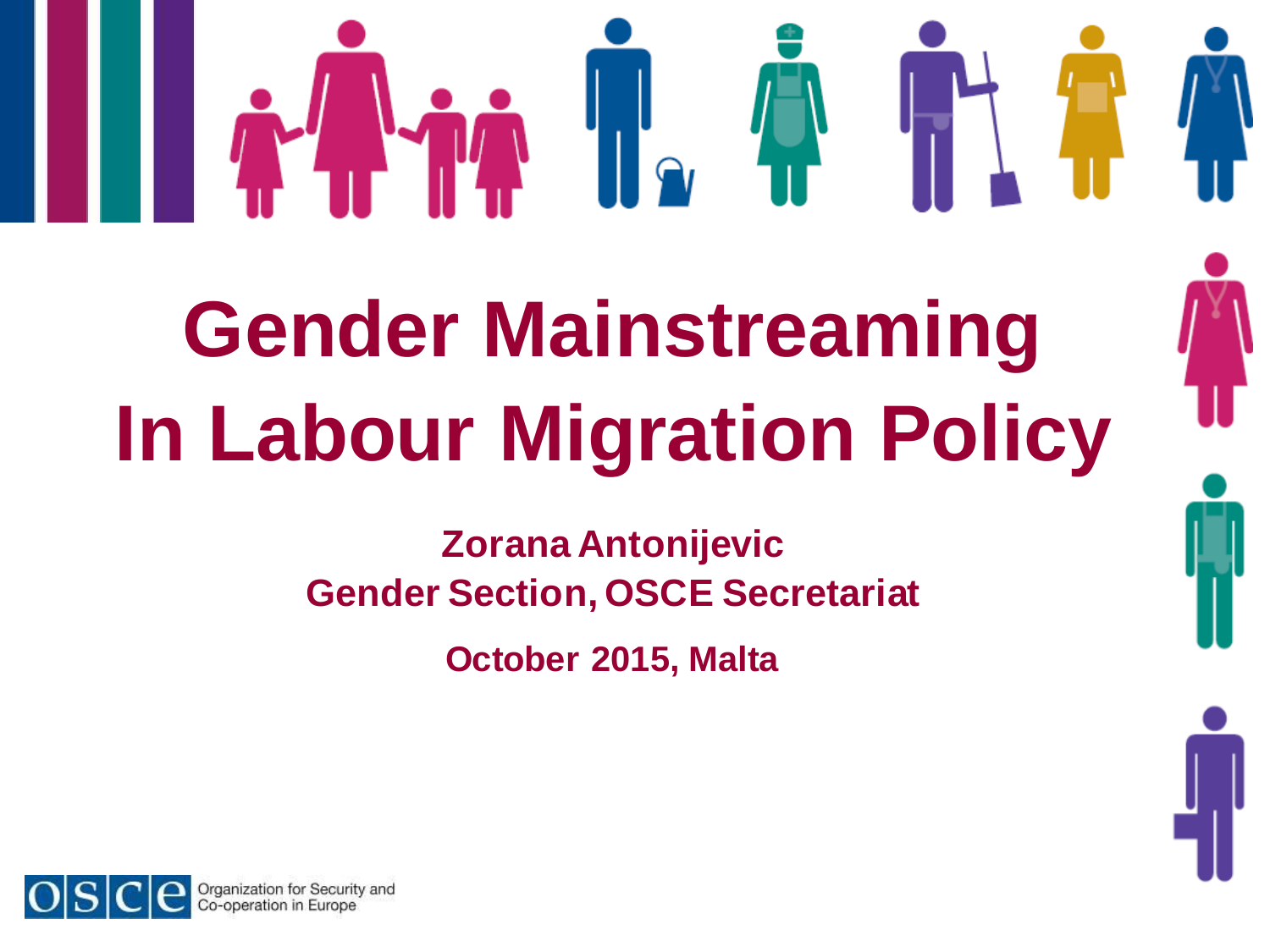# Gender Mainstreaming In Labour Migration Policy

**Zorana Antonijevic**
**Gender Section, OSCE Secretariat**

**October 2015, Malta**

OSCE Organization for Security and Co-operation in Europe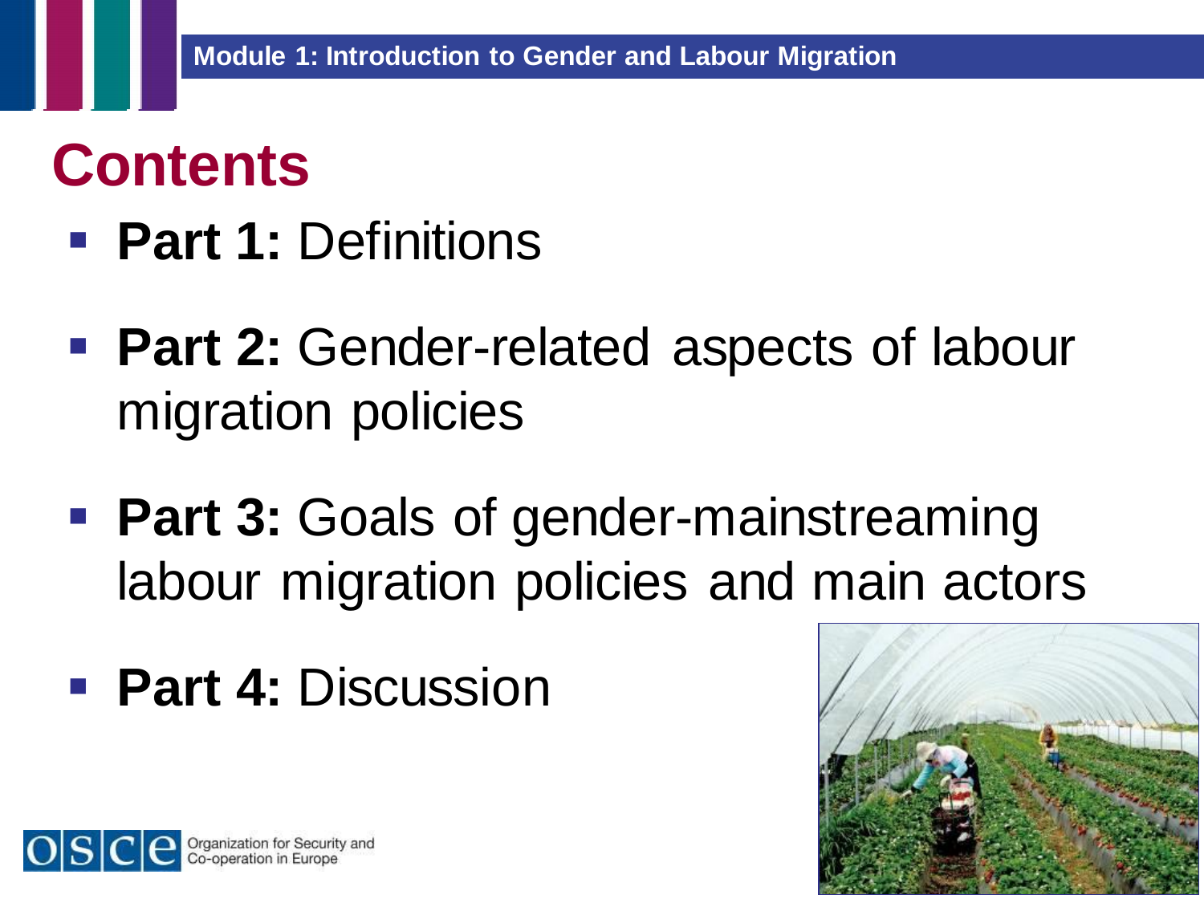# Contents

- **Part 1:** Definitions
- **Part 2:** Gender-related aspects of labour migration policies
- **Part 3:** Goals of gender-mainstreaming labour migration policies and main actors
- **Part 4:** Discussion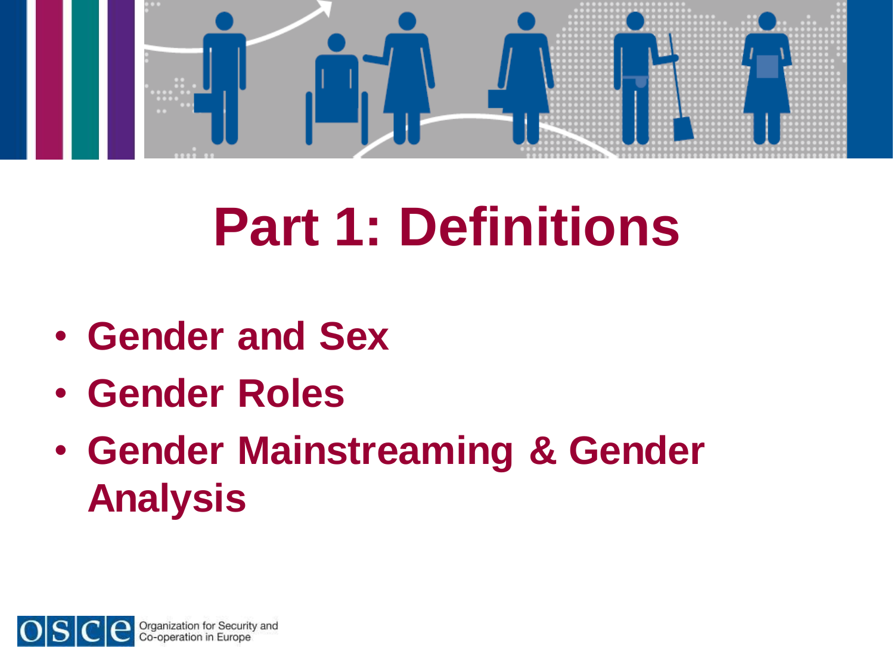# Part 1: Definitions

- **Gender and Sex**
- **Gender Roles**
- **Gender Mainstreaming & Gender Analysis**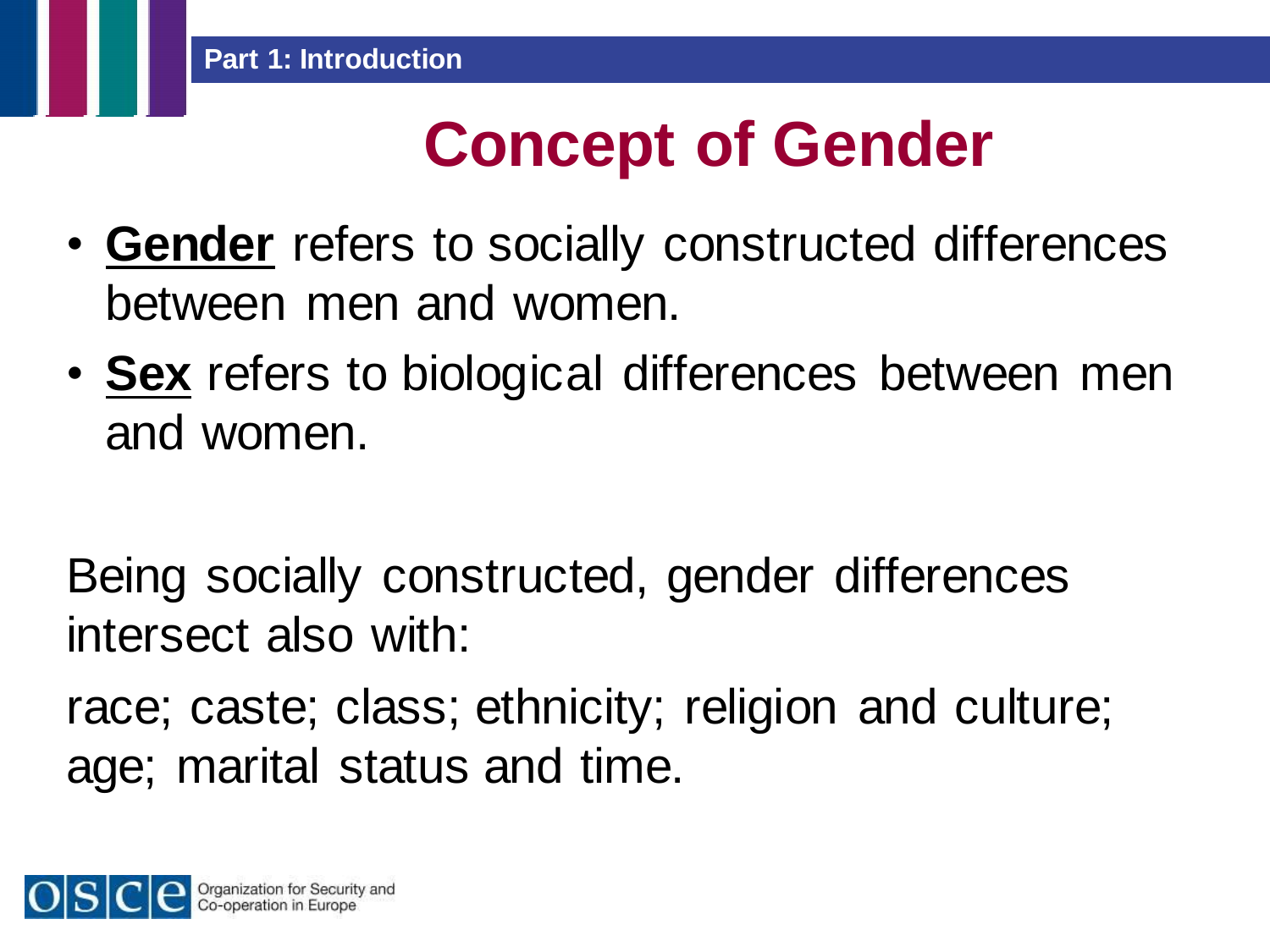# Concept of Gender

- **Gender** refers to socially constructed differences between men and women.
- **Sex** refers to biological differences between men and women.

Being socially constructed, gender differences intersect also with:

race; caste; class; ethnicity; religion and culture; age; marital status and time.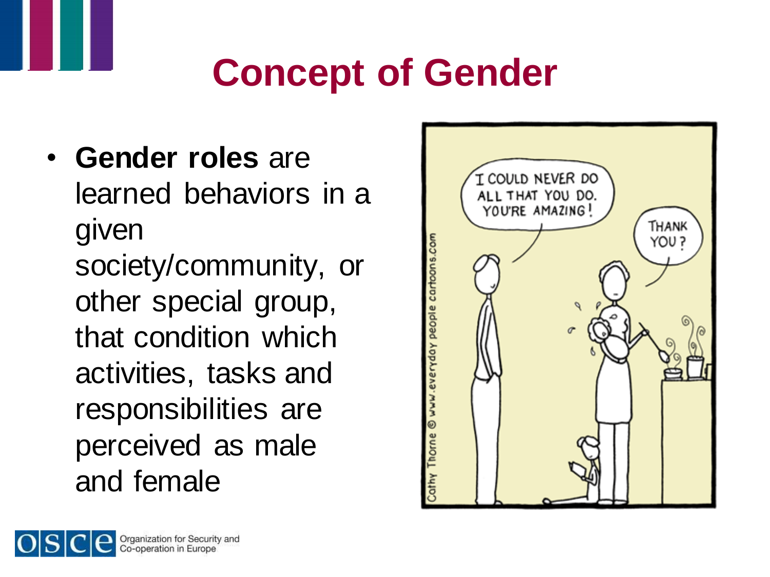# Concept of Gender

- **Gender roles** are learned behaviors in a given society/community, or other special group, that condition which activities, tasks and responsibilities are perceived as male and female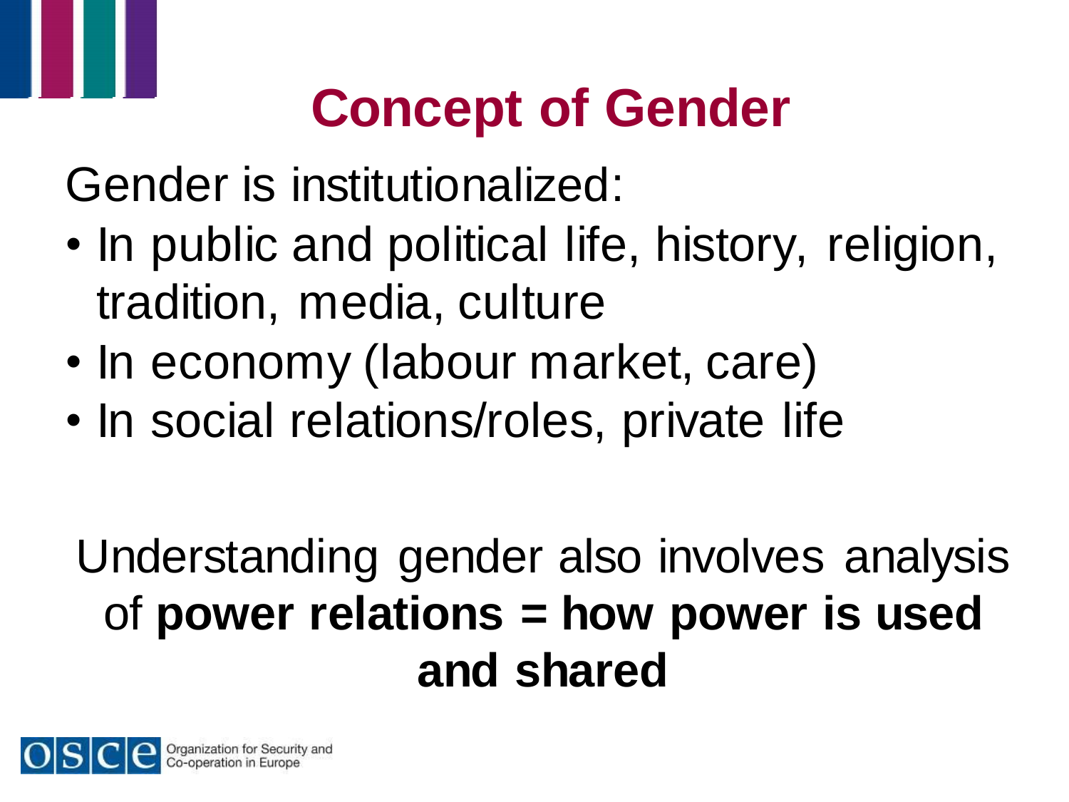# Concept of Gender

Gender is institutionalized:

- In public and political life, history, religion, tradition, media, culture
- In economy (labour market, care)
- In social relations/roles, private life

Understanding gender also involves analysis of **power relations = how power is used and shared**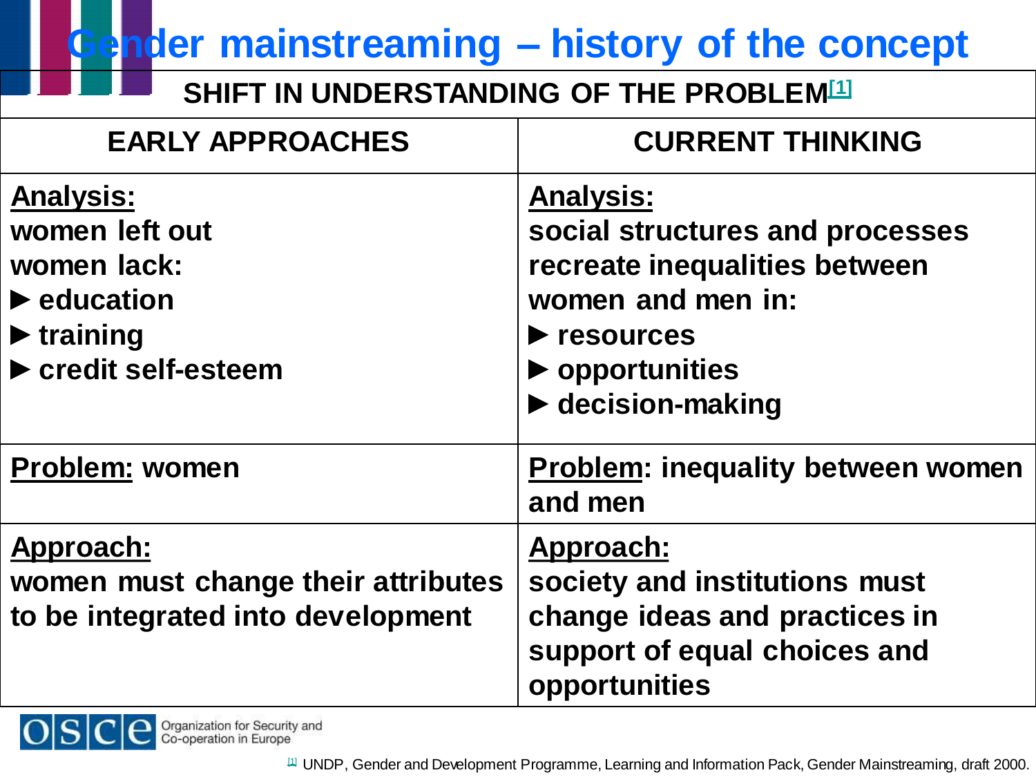# Gender mainstreaming – history of the concept

| SHIFT IN UNDERSTANDING OF THE PROBLEM[1] | |
|---|---|
| **EARLY APPROACHES** | **CURRENT THINKING** |
| **Analysis:** women left out women lack: ► education ► training ► credit self-esteem | **Analysis:** social structures and processes recreate inequalities between women and men in: ► resources ► opportunities ► decision-making |
| **Problem:** women | **Problem:** inequality between women and men |
| **Approach:** women must change their attributes to be integrated into development | **Approach:** society and institutions must change ideas and practices in support of equal choices and opportunities |

OSCE Organization for Security and Co-operation in Europe

[1] UNDP, Gender and Development Programme, Learning and Information Pack, Gender Mainstreaming, draft 2000.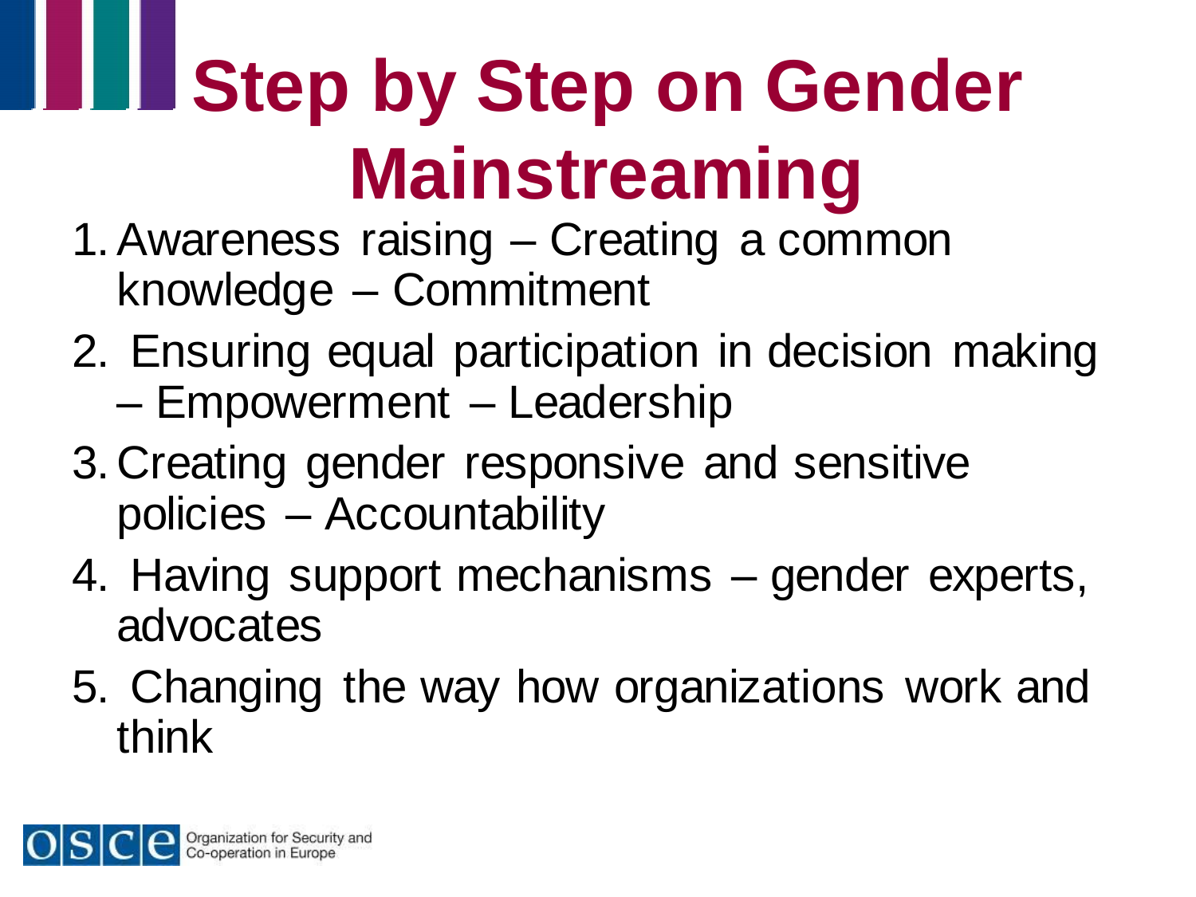# Step by Step on Gender Mainstreaming

1. Awareness raising – Creating a common knowledge – Commitment
2. Ensuring equal participation in decision making – Empowerment – Leadership
3. Creating gender responsive and sensitive policies – Accountability
4. Having support mechanisms – gender experts, advocates
5. Changing the way how organizations work and think

OSCE Organization for Security and Co-operation in Europe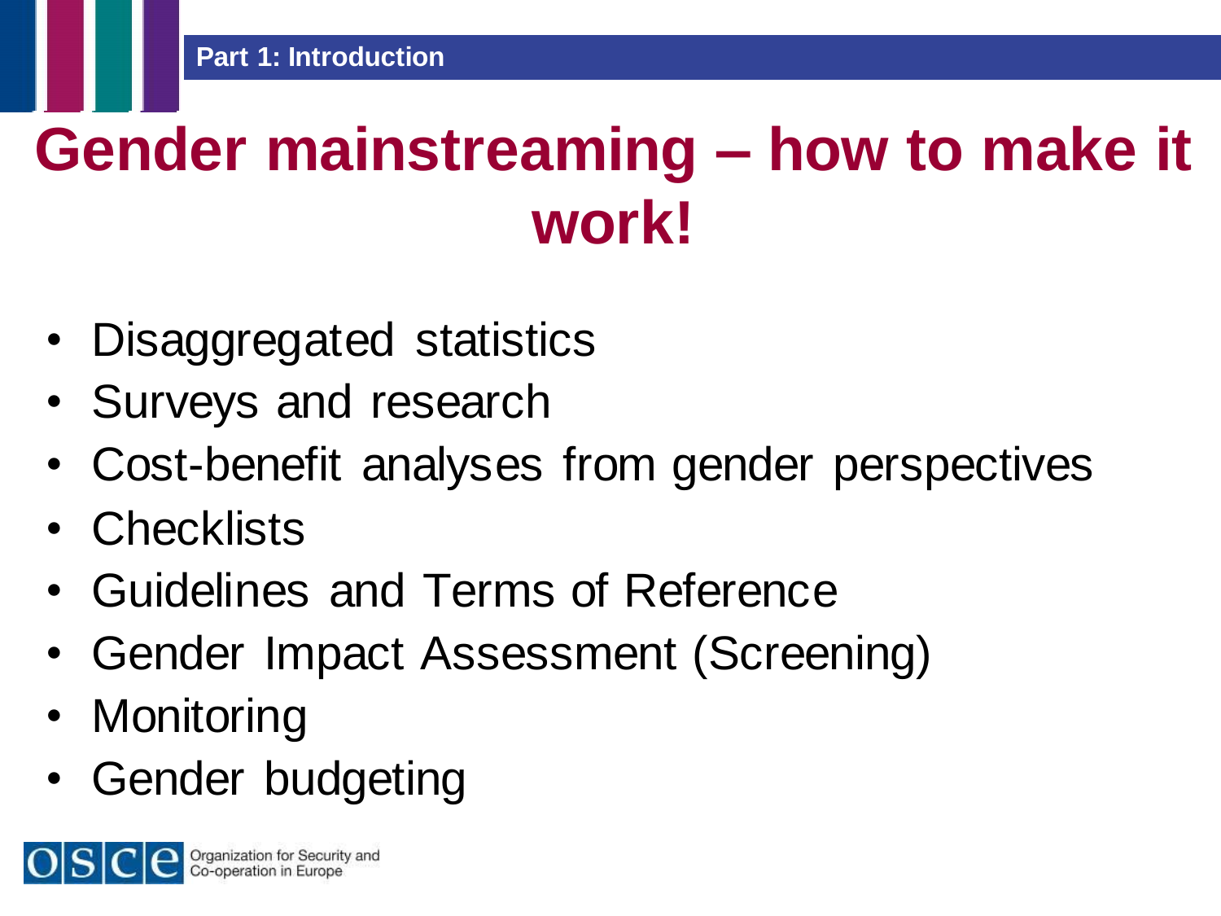Part 1: Introduction

# Gender mainstreaming – how to make it work!

- Disaggregated statistics
- Surveys and research
- Cost-benefit analyses from gender perspectives
- Checklists
- Guidelines and Terms of Reference
- Gender Impact Assessment (Screening)
- Monitoring
- Gender budgeting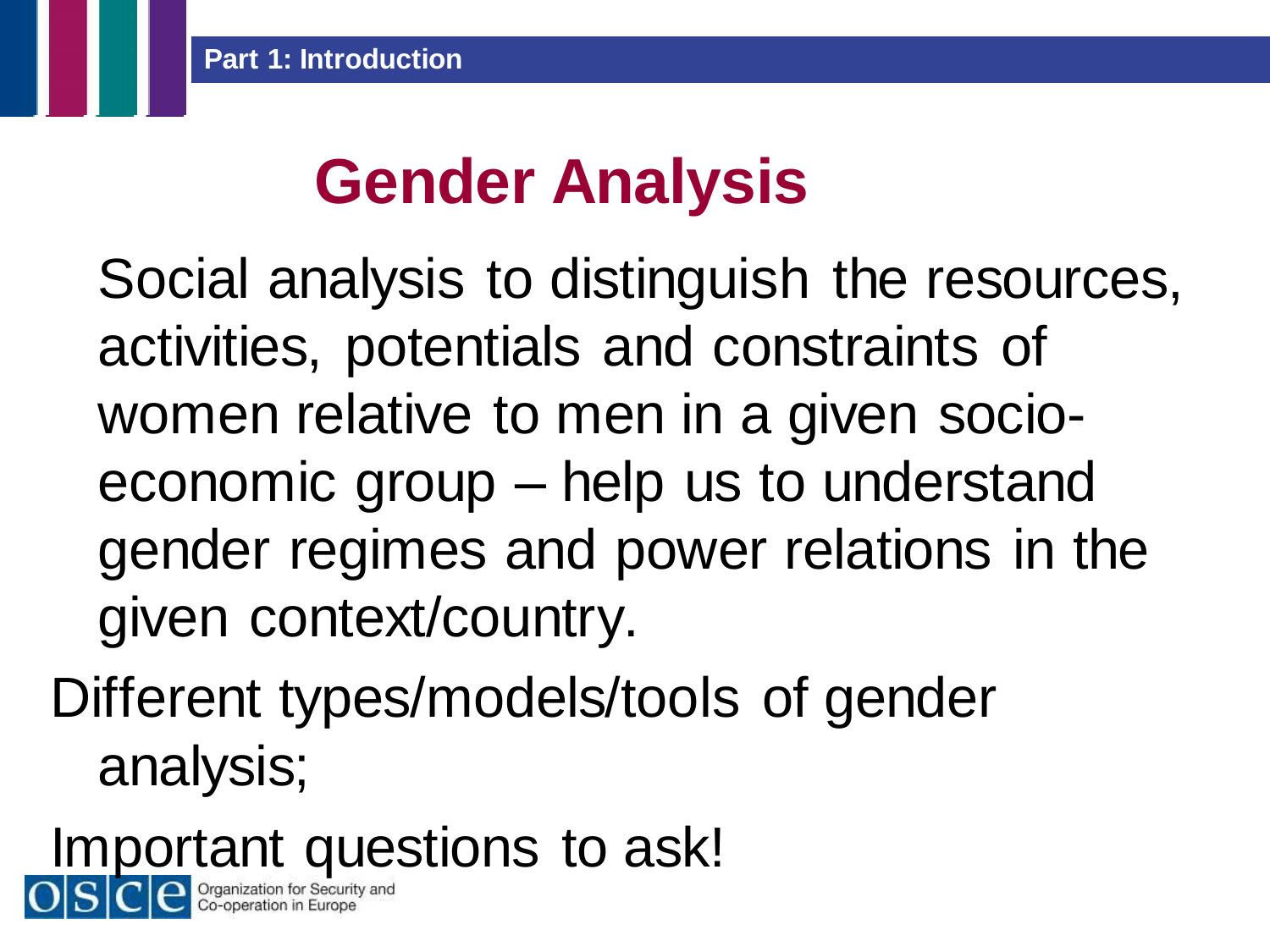# Gender Analysis

Social analysis to distinguish the resources, activities, potentials and constraints of women relative to men in a given socio-economic group – help us to understand gender regimes and power relations in the given context/country.

Different types/models/tools of gender analysis;

Important questions to ask!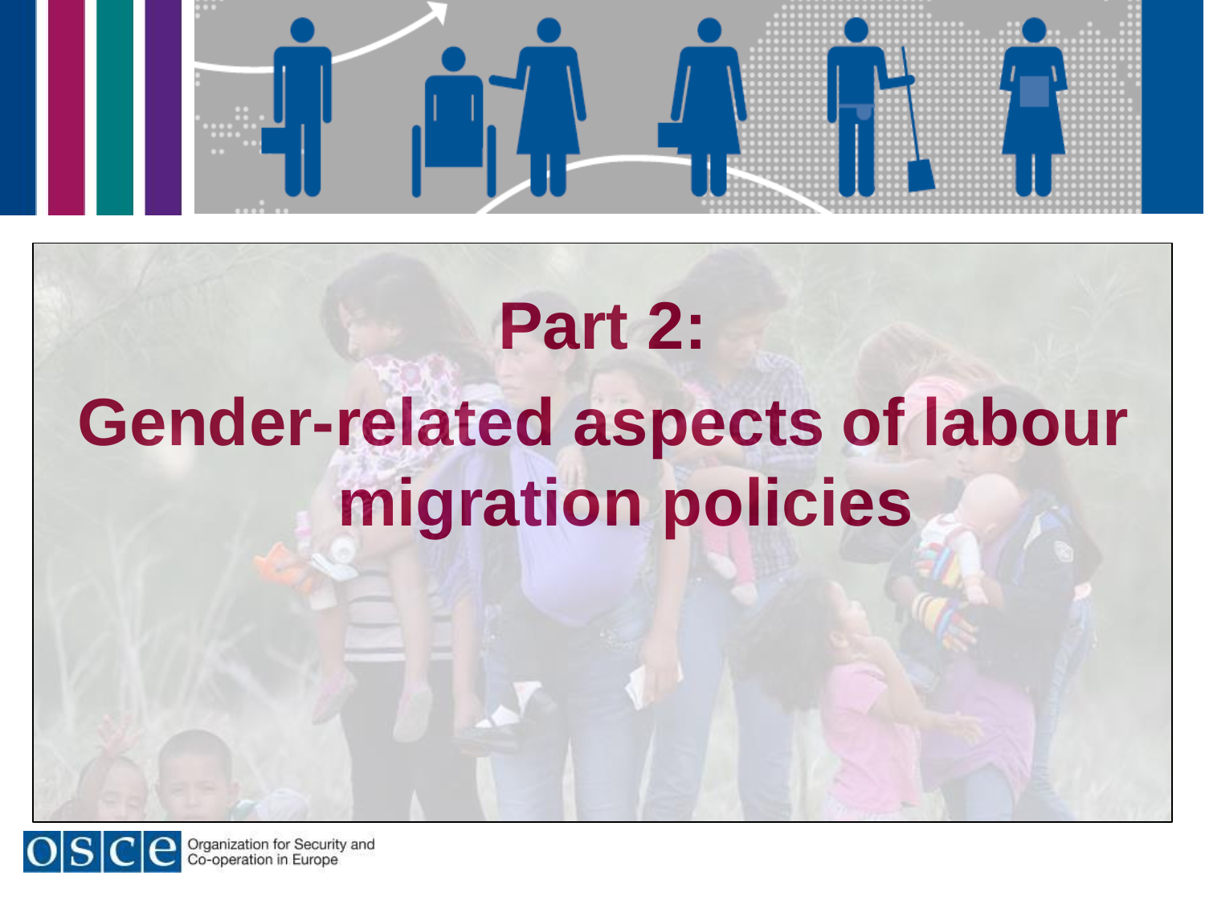# Part 2:

# Gender-related aspects of labour migration policies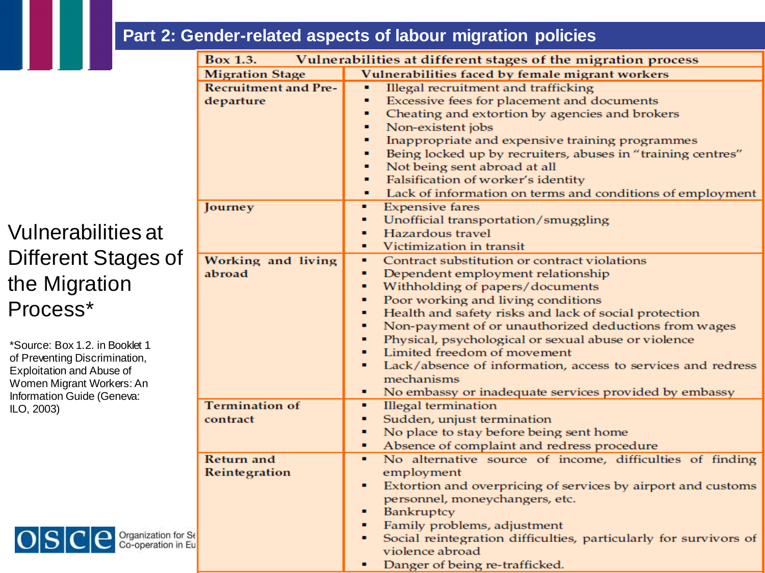## Part 2: Gender-related aspects of labour migration policies

# Vulnerabilities at Different Stages of the Migration Process*

*Source: Box 1.2. in Booklet 1 of Preventing Discrimination, Exploitation and Abuse of Women Migrant Workers: An Information Guide (Geneva: ILO, 2003)

**Box 1.3. Vulnerabilities at different stages of the migration process**

| Migration Stage | Vulnerabilities faced by female migrant workers |
|---|---|
| Recruitment and Pre-departure | ▪ Illegal recruitment and trafficking<br>▪ Excessive fees for placement and documents<br>▪ Cheating and extortion by agencies and brokers<br>▪ Non-existent jobs<br>▪ Inappropriate and expensive training programmes<br>▪ Being locked up by recruiters, abuses in "training centres"<br>▪ Not being sent abroad at all<br>▪ Falsification of worker's identity<br>▪ Lack of information on terms and conditions of employment |
| Journey | ▪ Expensive fares<br>▪ Unofficial transportation/smuggling<br>▪ Hazardous travel<br>▪ Victimization in transit |
| Working and living abroad | ▪ Contract substitution or contract violations<br>▪ Dependent employment relationship<br>▪ Withholding of papers/documents<br>▪ Poor working and living conditions<br>▪ Health and safety risks and lack of social protection<br>▪ Non-payment of or unauthorized deductions from wages<br>▪ Physical, psychological or sexual abuse or violence<br>▪ Limited freedom of movement<br>▪ Lack/absence of information, access to services and redress mechanisms<br>▪ No embassy or inadequate services provided by embassy |
| Termination of contract | ▪ Illegal termination<br>▪ Sudden, unjust termination<br>▪ No place to stay before being sent home<br>▪ Absence of complaint and redress procedure |
| Return and Reintegration | ▪ No alternative source of income, difficulties of finding employment<br>▪ Extortion and overpricing of services by airport and customs personnel, moneychangers, etc.<br>▪ Bankruptcy<br>▪ Family problems, adjustment<br>▪ Social reintegration difficulties, particularly for survivors of violence abroad<br>▪ Danger of being re-trafficked. |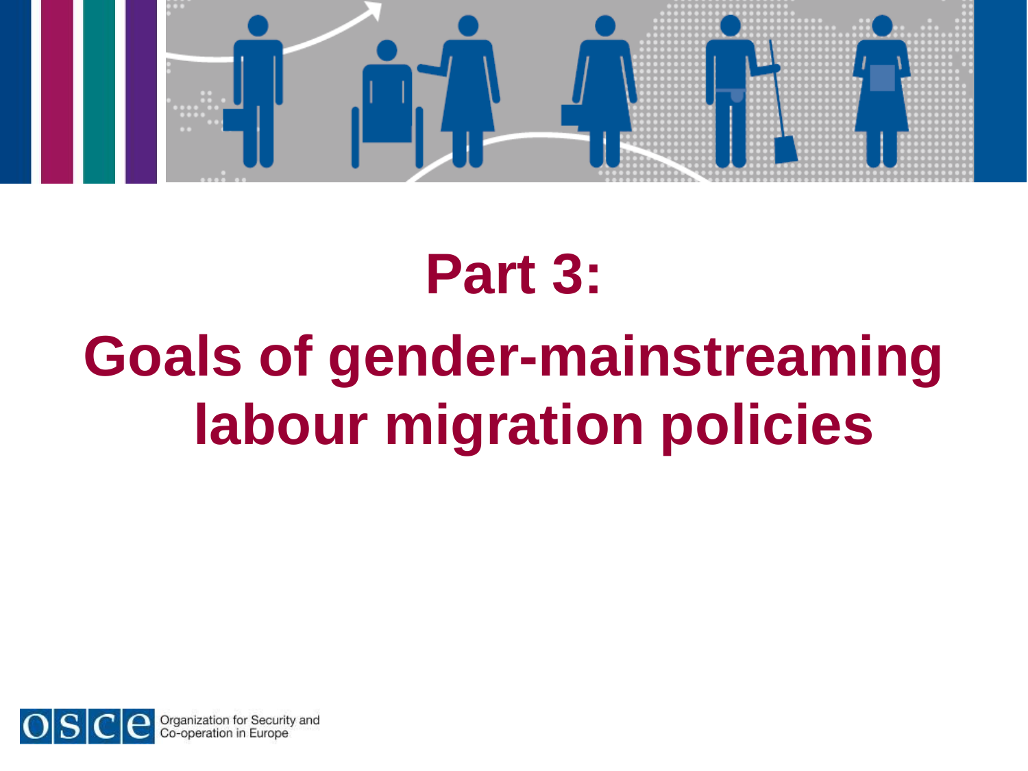# Part 3:

# Goals of gender-mainstreaming labour migration policies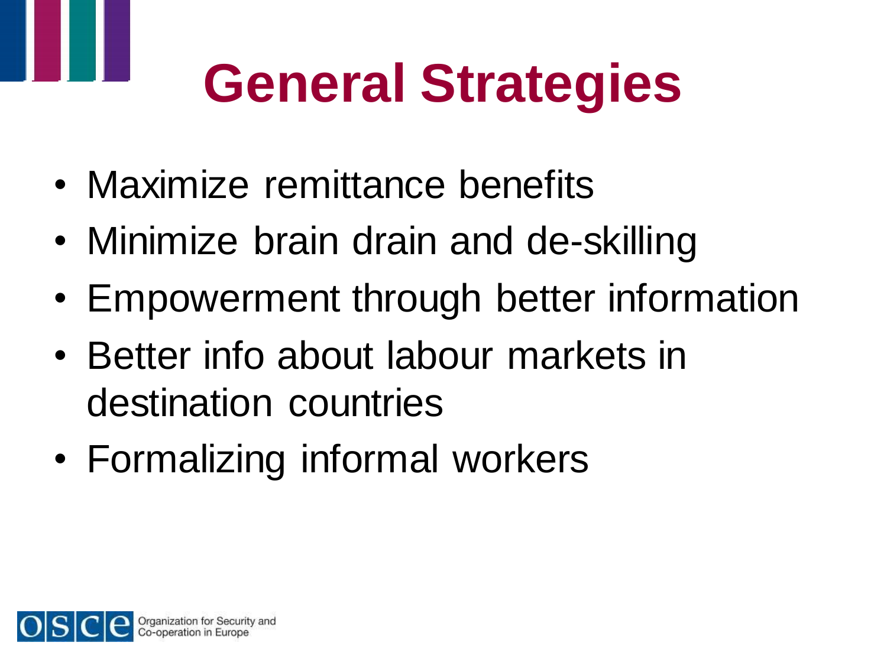# General Strategies

- Maximize remittance benefits
- Minimize brain drain and de-skilling
- Empowerment through better information
- Better info about labour markets in destination countries
- Formalizing informal workers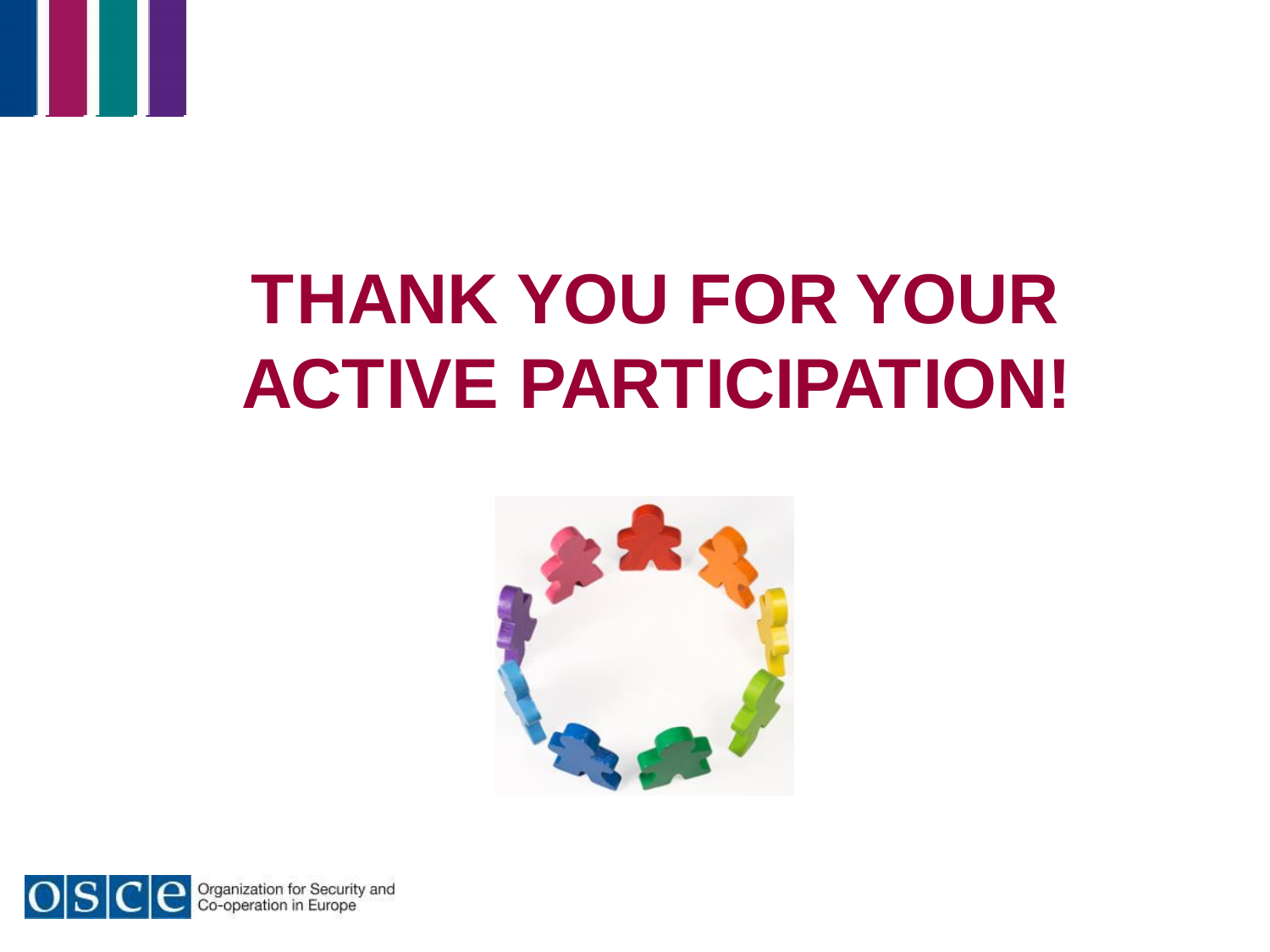# THANK YOU FOR YOUR ACTIVE PARTICIPATION!